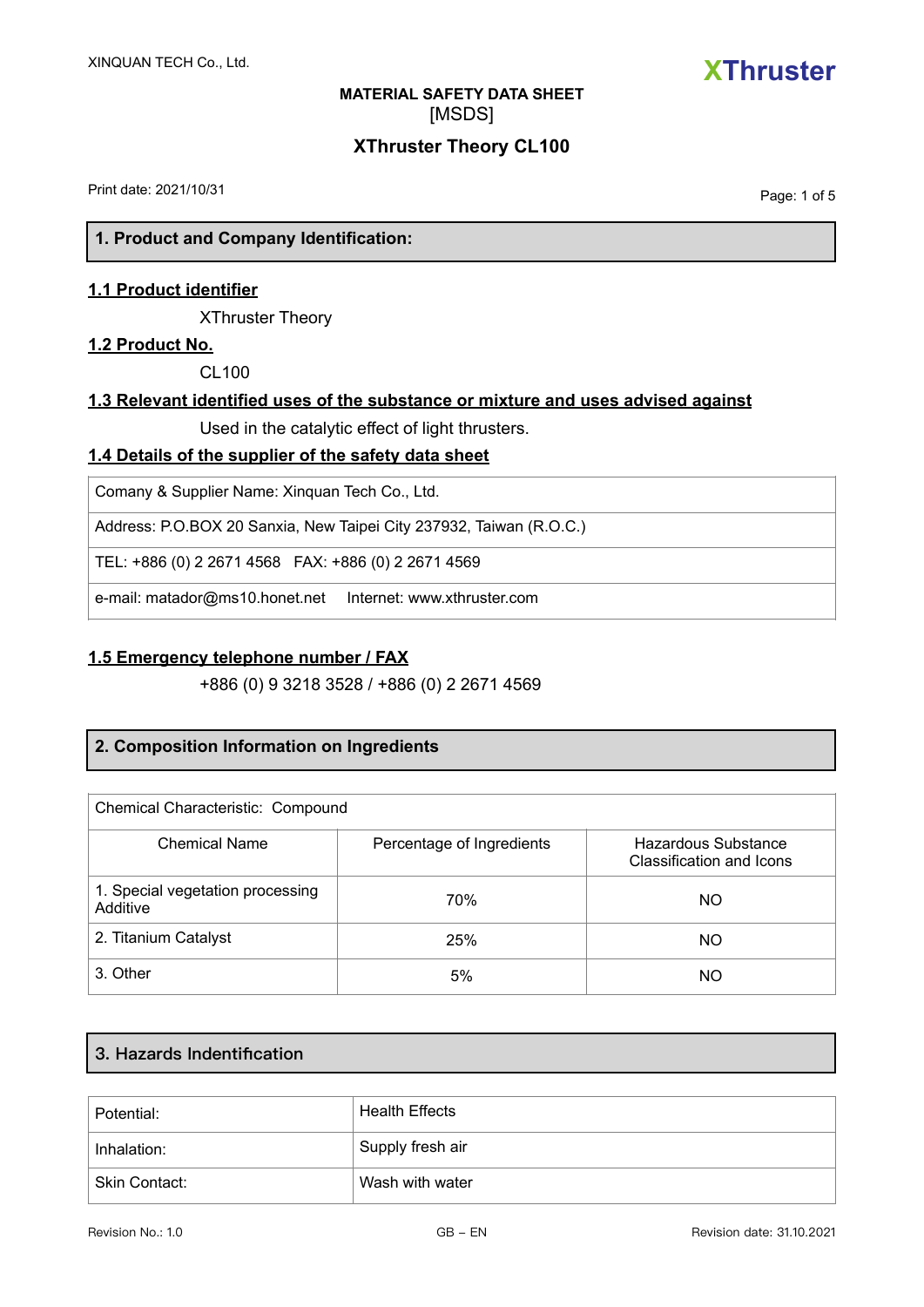XINQUAN TECH Co., Ltd.

**XThruster**

**MATERIAL SAFETY DATA SHEET**

[MSDS]

# XThruster Theory CL100

Print date: 2021/10/31

## 1. Product and Company Identification:

### 1.1 Product identifier

XThruster Theory

### 1.2 Product No.

CL100

### 1.3 Relevant identified uses of the substance or mixture and uses advised against

Used in the catalytic effect of light thrusters.

### 1.4 Details of the supplier of the safety data sheet

| Comany & Supplier Name: Xinquan Tech Co., Ltd. |
|---|
| Address: P.O.BOX 20 Sanxia, New Taipei City 237932, Taiwan (R.O.C.) |
| TEL: +886 (0) 2 2671 4568   FAX: +886 (0) 2 2671 4569 |
| e-mail: matador@ms10.honet.net   Internet: www.xthruster.com |

### 1.5 Emergency telephone number / FAX

+886 (0) 9 3218 3528 / +886 (0) 2 2671 4569

## 2. Composition Information on Ingredients

| Chemical Characteristic: Compound | | |
|---|---|---|
| Chemical Name | Percentage of Ingredients | Hazardous Substance Classification and Icons |
| 1. Special vegetation processing Additive | 70% | NO |
| 2. Titanium Catalyst | 25% | NO |
| 3. Other | 5% | NO |

## 3. Hazards Indentification

| Potential: | Health Effects |
|---|---|
| Inhalation: | Supply fresh air |
| Skin Contact: | Wash with water |

Revision No.: 1.0    GB – EN    Revision date: 31.10.2021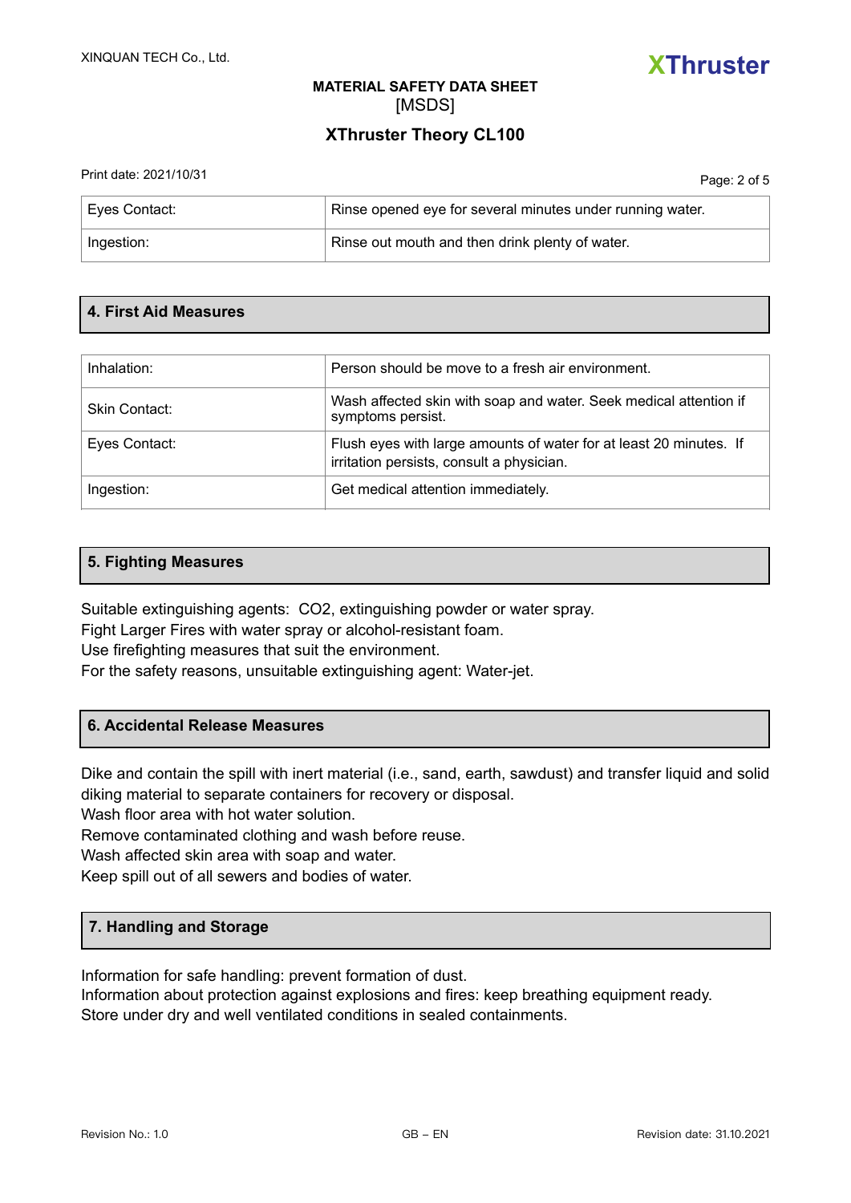| Eyes Contact: | Rinse opened eye for several minutes under running water. |
|---|---|
| Ingestion: | Rinse out mouth and then drink plenty of water. |

## 4. First Aid Measures

| Inhalation: | Person should be move to a fresh air environment. |
|---|---|
| Skin Contact: | Wash affected skin with soap and water. Seek medical attention if symptoms persist. |
| Eyes Contact: | Flush eyes with large amounts of water for at least 20 minutes. If irritation persists, consult a physician. |
| Ingestion: | Get medical attention immediately. |

## 5. Fighting Measures

Suitable extinguishing agents: $CO_2$, extinguishing powder or water spray.
Fight Larger Fires with water spray or alcohol-resistant foam.
Use firefighting measures that suit the environment.
For the safety reasons, unsuitable extinguishing agent: Water-jet.

## 6. Accidental Release Measures

Dike and contain the spill with inert material (i.e., sand, earth, sawdust) and transfer liquid and solid diking material to separate containers for recovery or disposal.
Wash floor area with hot water solution.
Remove contaminated clothing and wash before reuse.
Wash affected skin area with soap and water.
Keep spill out of all sewers and bodies of water.

## 7. Handling and Storage

Information for safe handling: prevent formation of dust.
Information about protection against explosions and fires: keep breathing equipment ready.
Store under dry and well ventilated conditions in sealed containments.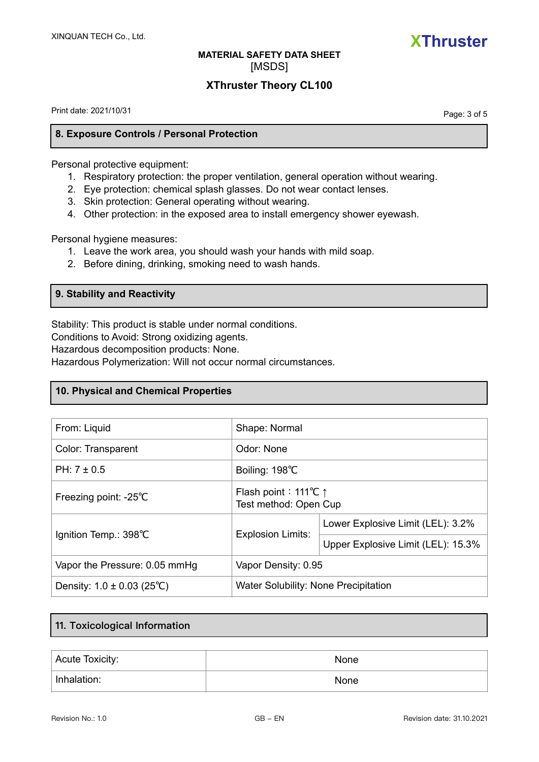## 8. Exposure Controls / Personal Protection

Personal protective equipment:

1. Respiratory protection: the proper ventilation, general operation without wearing.
2. Eye protection: chemical splash glasses. Do not wear contact lenses.
3. Skin protection: General operating without wearing.
4. Other protection: in the exposed area to install emergency shower eyewash.

Personal hygiene measures:

1. Leave the work area, you should wash your hands with mild soap.
2. Before dining, drinking, smoking need to wash hands.

## 9. Stability and Reactivity

Stability: This product is stable under normal conditions.
Conditions to Avoid: Strong oxidizing agents.
Hazardous decomposition products: None.
Hazardous Polymerization: Will not occur normal circumstances.

## 10. Physical and Chemical Properties

| | | |
|---|---|---|
| From: Liquid | Shape: Normal | |
| Color: Transparent | Odor: None | |
| PH: 7 ± 0.5 | Boiling: 198℃ | |
| Freezing point: -25℃ | Flash point：111℃ ↑<br>Test method: Open Cup | |
| Ignition Temp.: 398℃ | Explosion Limits: | Lower Explosive Limit (LEL): 3.2% |
| | | Upper Explosive Limit (LEL): 15.3% |
| Vapor the Pressure: 0.05 mmHg | Vapor Density: 0.95 | |
| Density: 1.0 ± 0.03 (25℃) | Water Solubility: None Precipitation | |

## 11. Toxicological Information

| | |
|---|---|
| Acute Toxicity: | None |
| Inhalation: | None |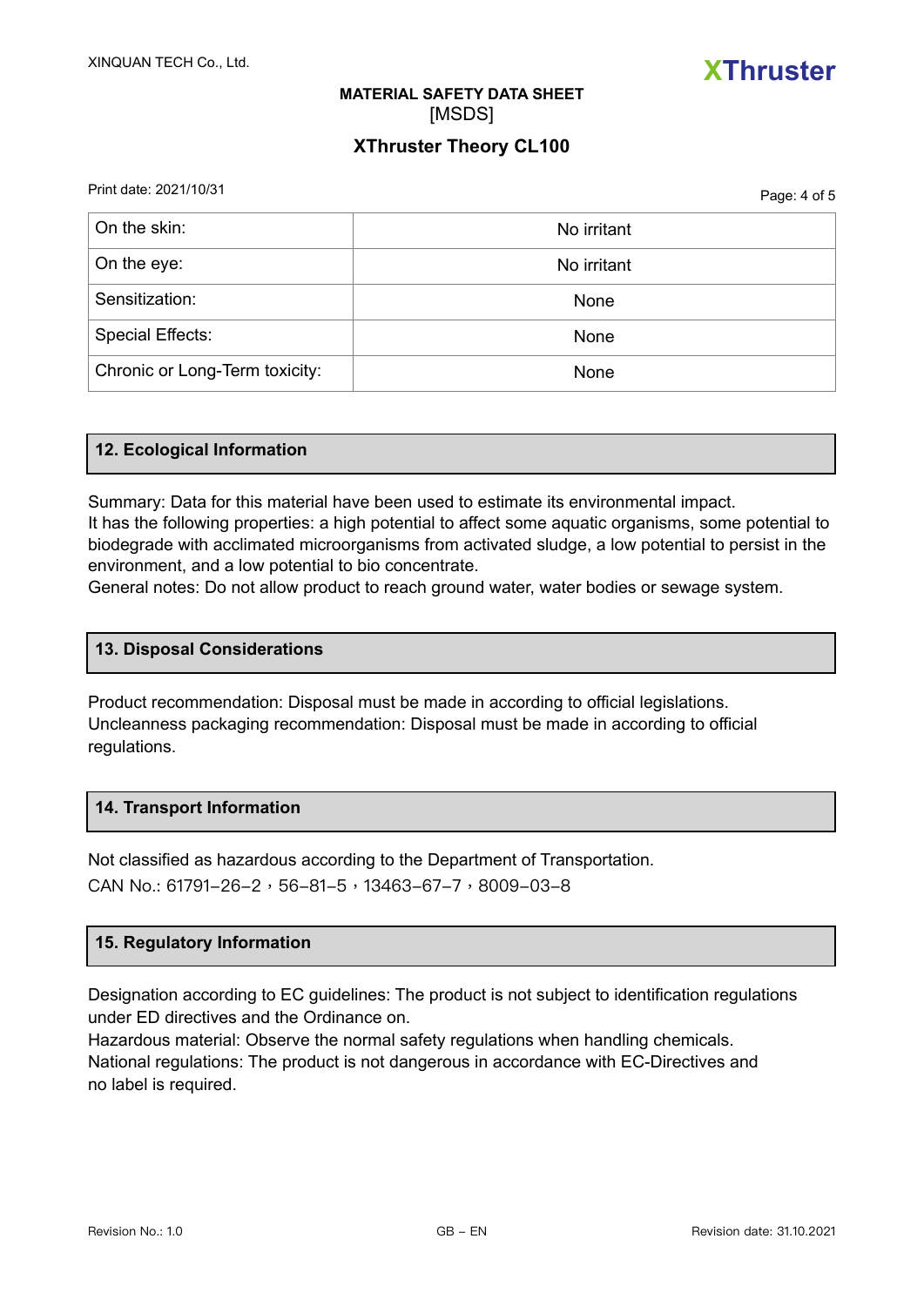| On the skin: | No irritant |
|---|---|
| On the eye: | No irritant |
| Sensitization: | None |
| Special Effects: | None |
| Chronic or Long-Term toxicity: | None |

## 12. Ecological Information

Summary: Data for this material have been used to estimate its environmental impact.
It has the following properties: a high potential to affect some aquatic organisms, some potential to biodegrade with acclimated microorganisms from activated sludge, a low potential to persist in the environment, and a low potential to bio concentrate.
General notes: Do not allow product to reach ground water, water bodies or sewage system.

## 13. Disposal Considerations

Product recommendation: Disposal must be made in according to official legislations.
Uncleanness packaging recommendation: Disposal must be made in according to official regulations.

## 14. Transport Information

Not classified as hazardous according to the Department of Transportation.
CAN No.: 61791–26–2，56–81–5，13463–67–7，8009–03–8

## 15. Regulatory Information

Designation according to EC guidelines: The product is not subject to identification regulations under ED directives and the Ordinance on.
Hazardous material: Observe the normal safety regulations when handling chemicals.
National regulations: The product is not dangerous in accordance with EC-Directives and no label is required.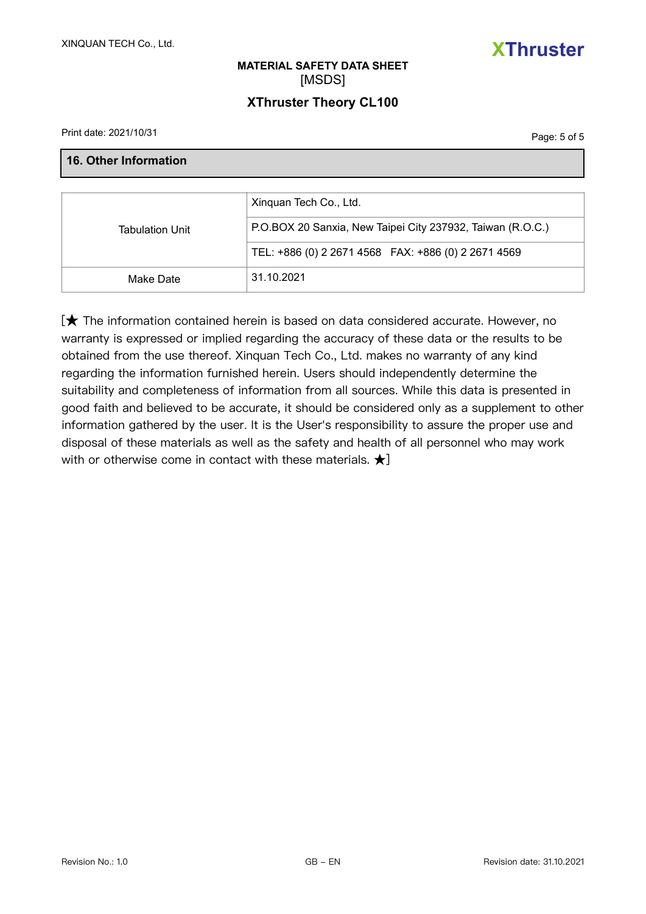## 16. Other Information

| | |
|---|---|
| Tabulation Unit | Xinquan Tech Co., Ltd. |
| | P.O.BOX 20 Sanxia, New Taipei City 237932, Taiwan (R.O.C.) |
| | TEL: +886 (0) 2 2671 4568   FAX: +886 (0) 2 2671 4569 |
| Make Date | 31.10.2021 |

[★ The information contained herein is based on data considered accurate. However, no warranty is expressed or implied regarding the accuracy of these data or the results to be obtained from the use thereof. Xinquan Tech Co., Ltd. makes no warranty of any kind regarding the information furnished herein. Users should independently determine the suitability and completeness of information from all sources. While this data is presented in good faith and believed to be accurate, it should be considered only as a supplement to other information gathered by the user. It is the User's responsibility to assure the proper use and disposal of these materials as well as the safety and health of all personnel who may work with or otherwise come in contact with these materials. ★]